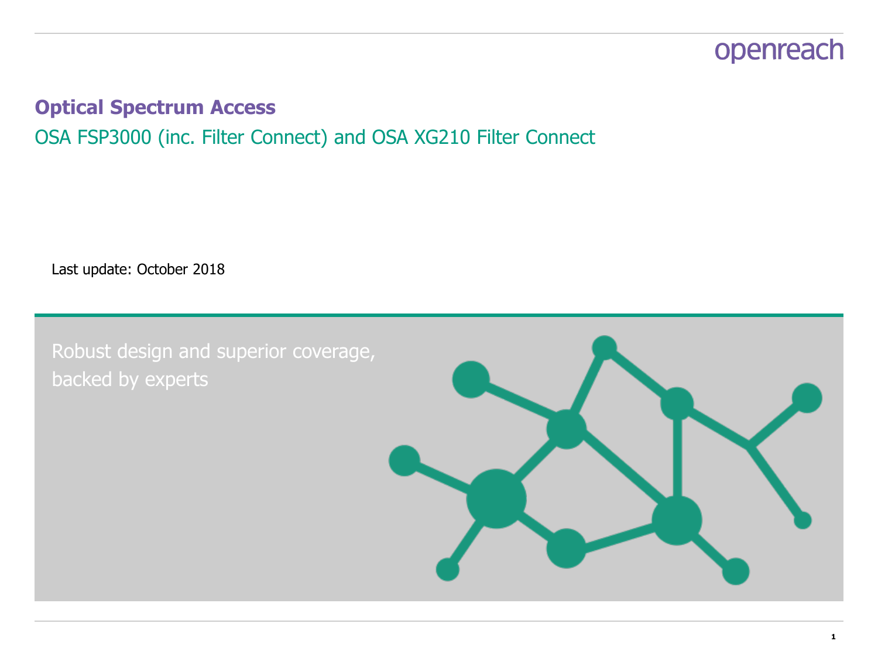openreach

# Optical Spectrum Access

## OSA FSP3000 (inc. Filter Connect) and OSA XG210 Filter Connect

Last update: October 2018

Robust design and superior coverage, backed by experts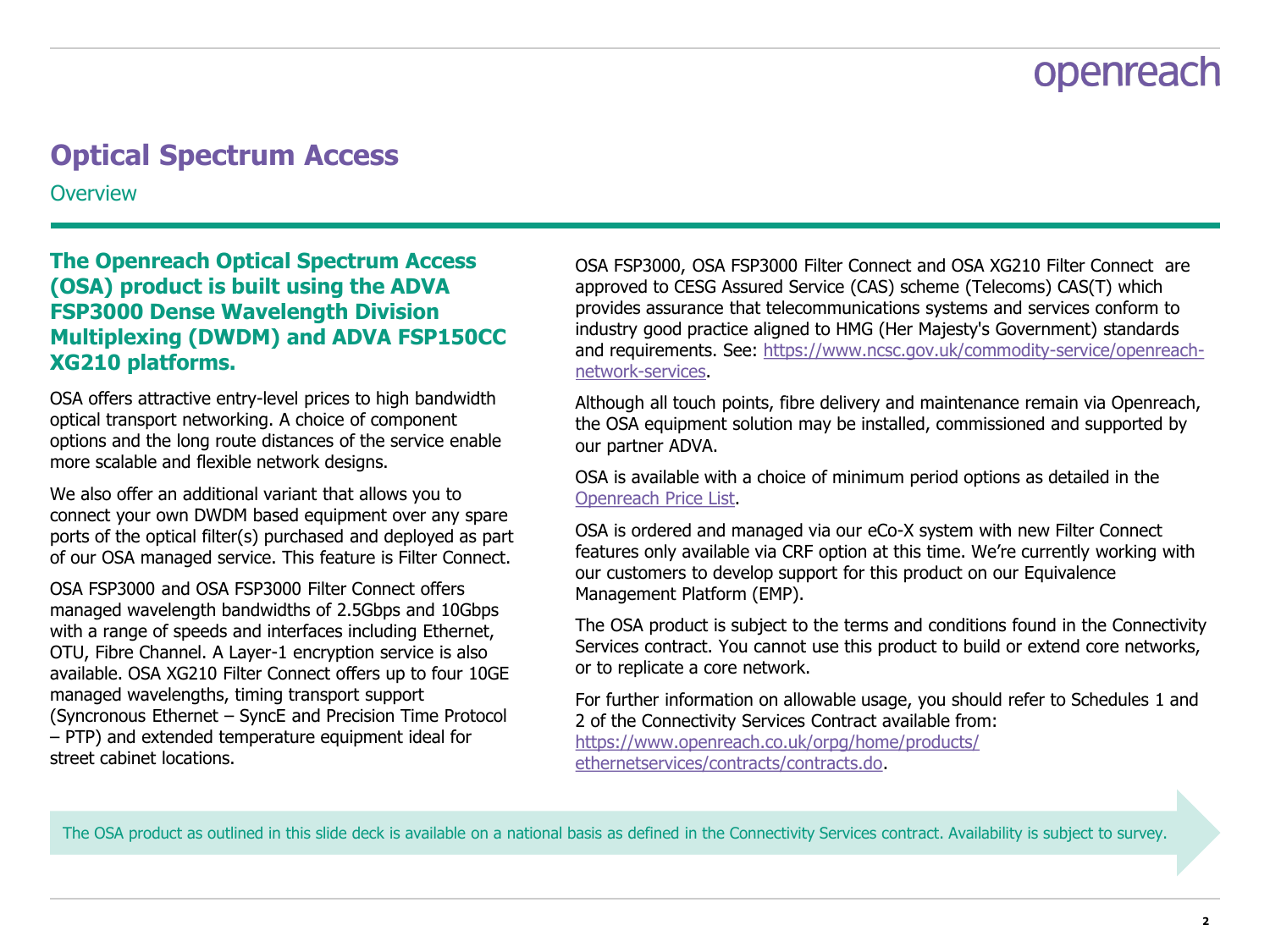# Optical Spectrum Access

## Overview

**The Openreach Optical Spectrum Access (OSA) product is built using the ADVA FSP3000 Dense Wavelength Division Multiplexing (DWDM) and ADVA FSP150CC XG210 platforms.**

OSA offers attractive entry-level prices to high bandwidth optical transport networking. A choice of component options and the long route distances of the service enable more scalable and flexible network designs.

We also offer an additional variant that allows you to connect your own DWDM based equipment over any spare ports of the optical filter(s) purchased and deployed as part of our OSA managed service. This feature is Filter Connect.

OSA FSP3000 and OSA FSP3000 Filter Connect offers managed wavelength bandwidths of 2.5Gbps and 10Gbps with a range of speeds and interfaces including Ethernet, OTU, Fibre Channel. A Layer-1 encryption service is also available. OSA XG210 Filter Connect offers up to four 10GE managed wavelengths, timing transport support (Syncronous Ethernet – SyncE and Precision Time Protocol – PTP) and extended temperature equipment ideal for street cabinet locations.

OSA FSP3000, OSA FSP3000 Filter Connect and OSA XG210 Filter Connect are approved to CESG Assured Service (CAS) scheme (Telecoms) CAS(T) which provides assurance that telecommunications systems and services conform to industry good practice aligned to HMG (Her Majesty's Government) standards and requirements. See: https://www.ncsc.gov.uk/commodity-service/openreach-network-services.

Although all touch points, fibre delivery and maintenance remain via Openreach, the OSA equipment solution may be installed, commissioned and supported by our partner ADVA.

OSA is available with a choice of minimum period options as detailed in the Openreach Price List.

OSA is ordered and managed via our eCo-X system with new Filter Connect features only available via CRF option at this time. We're currently working with our customers to develop support for this product on our Equivalence Management Platform (EMP).

The OSA product is subject to the terms and conditions found in the Connectivity Services contract. You cannot use this product to build or extend core networks, or to replicate a core network.

For further information on allowable usage, you should refer to Schedules 1 and 2 of the Connectivity Services Contract available from: https://www.openreach.co.uk/orpg/home/products/ethernetservices/contracts/contracts.do.

The OSA product as outlined in this slide deck is available on a national basis as defined in the Connectivity Services contract. Availability is subject to survey.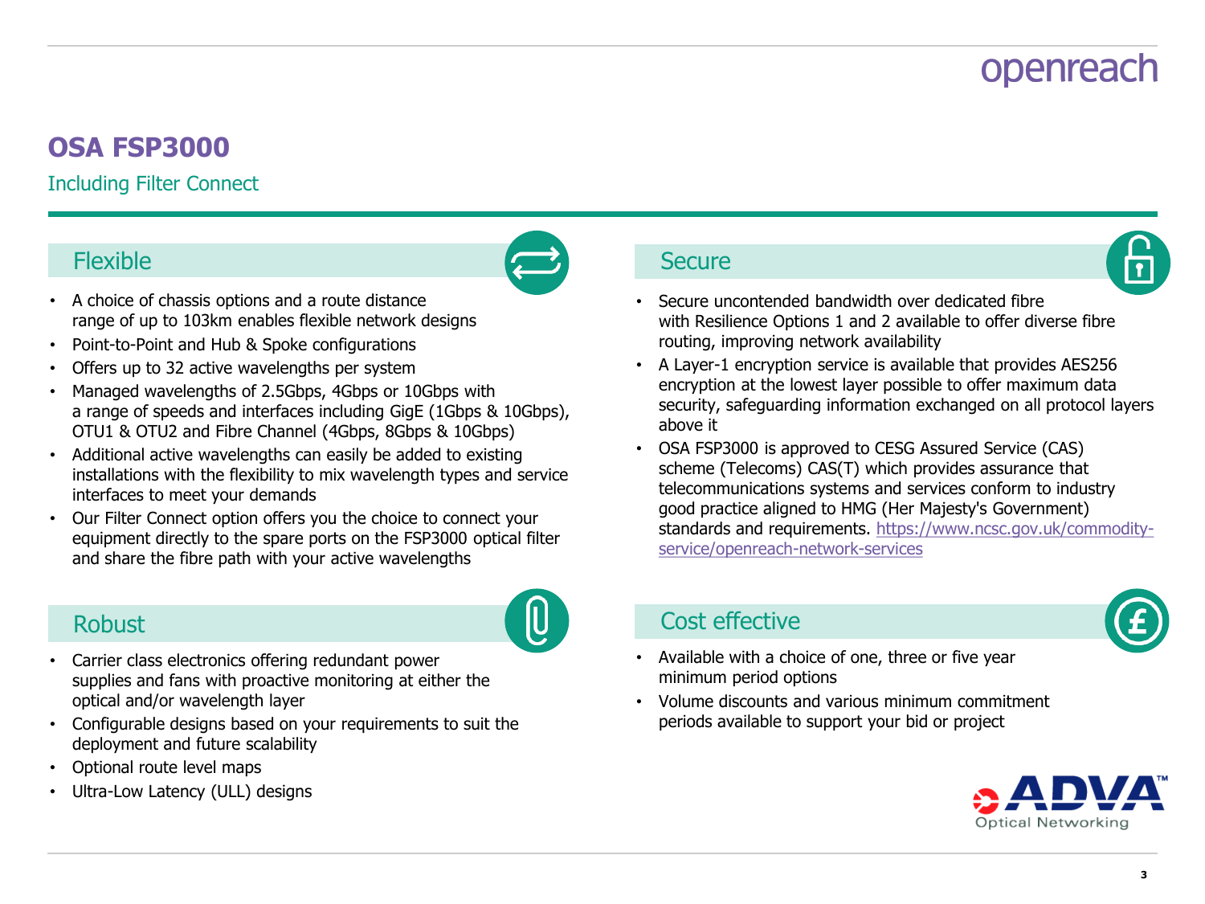# OSA FSP3000

Including Filter Connect

## Flexible

- A choice of chassis options and a route distance range of up to 103km enables flexible network designs
- Point-to-Point and Hub & Spoke configurations
- Offers up to 32 active wavelengths per system
- Managed wavelengths of 2.5Gbps, 4Gbps or 10Gbps with a range of speeds and interfaces including GigE (1Gbps & 10Gbps), OTU1 & OTU2 and Fibre Channel (4Gbps, 8Gbps & 10Gbps)
- Additional active wavelengths can easily be added to existing installations with the flexibility to mix wavelength types and service interfaces to meet your demands
- Our Filter Connect option offers you the choice to connect your equipment directly to the spare ports on the FSP3000 optical filter and share the fibre path with your active wavelengths

## Robust

- Carrier class electronics offering redundant power supplies and fans with proactive monitoring at either the optical and/or wavelength layer
- Configurable designs based on your requirements to suit the deployment and future scalability
- Optional route level maps
- Ultra-Low Latency (ULL) designs

## Secure

- Secure uncontended bandwidth over dedicated fibre with Resilience Options 1 and 2 available to offer diverse fibre routing, improving network availability
- A Layer-1 encryption service is available that provides AES256 encryption at the lowest layer possible to offer maximum data security, safeguarding information exchanged on all protocol layers above it
- OSA FSP3000 is approved to CESG Assured Service (CAS) scheme (Telecoms) CAS(T) which provides assurance that telecommunications systems and services conform to industry good practice aligned to HMG (Her Majesty's Government) standards and requirements. https://www.ncsc.gov.uk/commodity-service/openreach-network-services

## Cost effective

- Available with a choice of one, three or five year minimum period options
- Volume discounts and various minimum commitment periods available to support your bid or project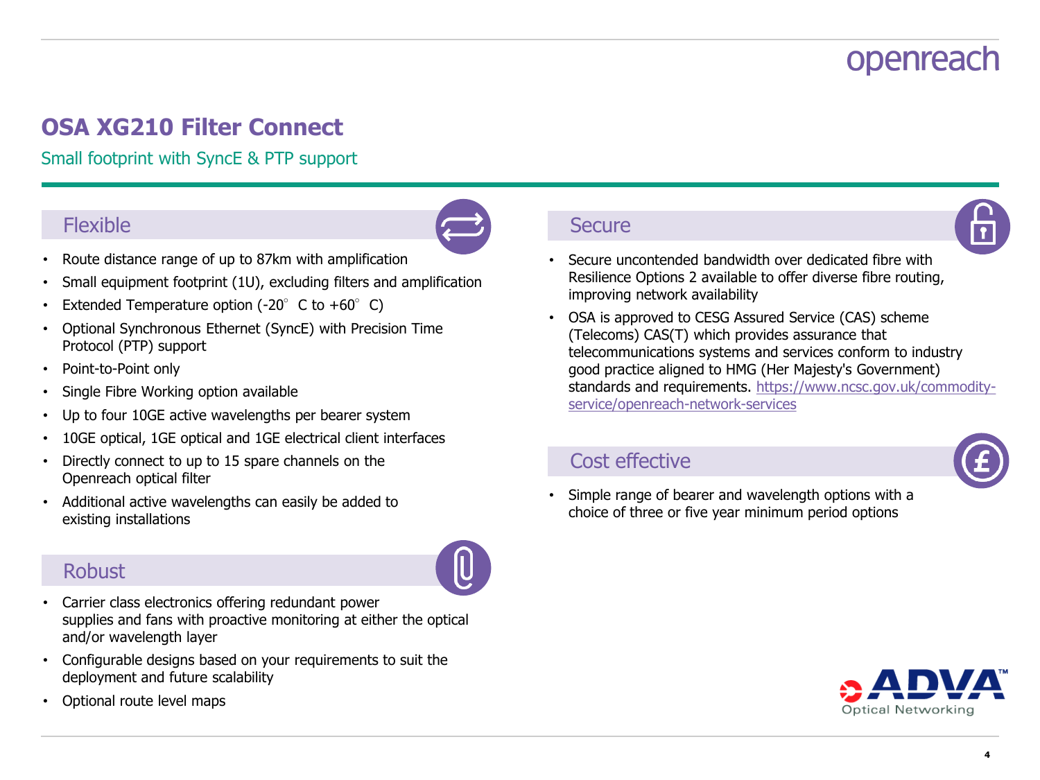# OSA XG210 Filter Connect

Small footprint with SyncE & PTP support

## Flexible

- Route distance range of up to 87km with amplification
- Small equipment footprint (1U), excluding filters and amplification
- Extended Temperature option (-20° C to +60° C)
- Optional Synchronous Ethernet (SyncE) with Precision Time Protocol (PTP) support
- Point-to-Point only
- Single Fibre Working option available
- Up to four 10GE active wavelengths per bearer system
- 10GE optical, 1GE optical and 1GE electrical client interfaces
- Directly connect to up to 15 spare channels on the Openreach optical filter
- Additional active wavelengths can easily be added to existing installations

## Robust

- Carrier class electronics offering redundant power supplies and fans with proactive monitoring at either the optical and/or wavelength layer
- Configurable designs based on your requirements to suit the deployment and future scalability
- Optional route level maps

## Secure

- Secure uncontended bandwidth over dedicated fibre with Resilience Options 2 available to offer diverse fibre routing, improving network availability
- OSA is approved to CESG Assured Service (CAS) scheme (Telecoms) CAS(T) which provides assurance that telecommunications systems and services conform to industry good practice aligned to HMG (Her Majesty's Government) standards and requirements. https://www.ncsc.gov.uk/commodity-service/openreach-network-services

## Cost effective

- Simple range of bearer and wavelength options with a choice of three or five year minimum period options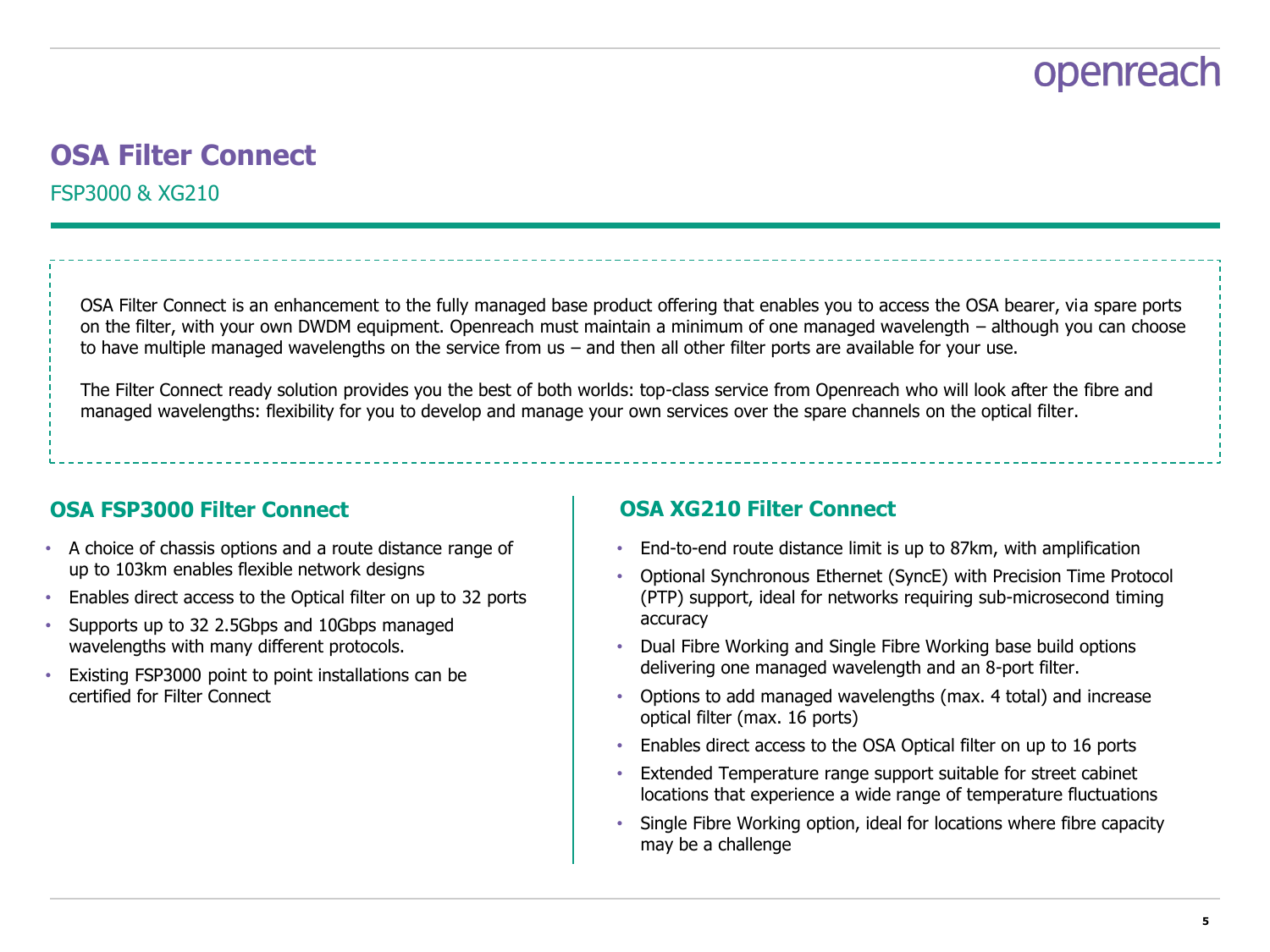# OSA Filter Connect

FSP3000 & XG210

OSA Filter Connect is an enhancement to the fully managed base product offering that enables you to access the OSA bearer, via spare ports on the filter, with your own DWDM equipment. Openreach must maintain a minimum of one managed wavelength – although you can choose to have multiple managed wavelengths on the service from us – and then all other filter ports are available for your use.

The Filter Connect ready solution provides you the best of both worlds: top-class service from Openreach who will look after the fibre and managed wavelengths: flexibility for you to develop and manage your own services over the spare channels on the optical filter.

## OSA FSP3000 Filter Connect

- A choice of chassis options and a route distance range of up to 103km enables flexible network designs
- Enables direct access to the Optical filter on up to 32 ports
- Supports up to 32 2.5Gbps and 10Gbps managed wavelengths with many different protocols.
- Existing FSP3000 point to point installations can be certified for Filter Connect

## OSA XG210 Filter Connect

- End-to-end route distance limit is up to 87km, with amplification
- Optional Synchronous Ethernet (SyncE) with Precision Time Protocol (PTP) support, ideal for networks requiring sub-microsecond timing accuracy
- Dual Fibre Working and Single Fibre Working base build options delivering one managed wavelength and an 8-port filter.
- Options to add managed wavelengths (max. 4 total) and increase optical filter (max. 16 ports)
- Enables direct access to the OSA Optical filter on up to 16 ports
- Extended Temperature range support suitable for street cabinet locations that experience a wide range of temperature fluctuations
- Single Fibre Working option, ideal for locations where fibre capacity may be a challenge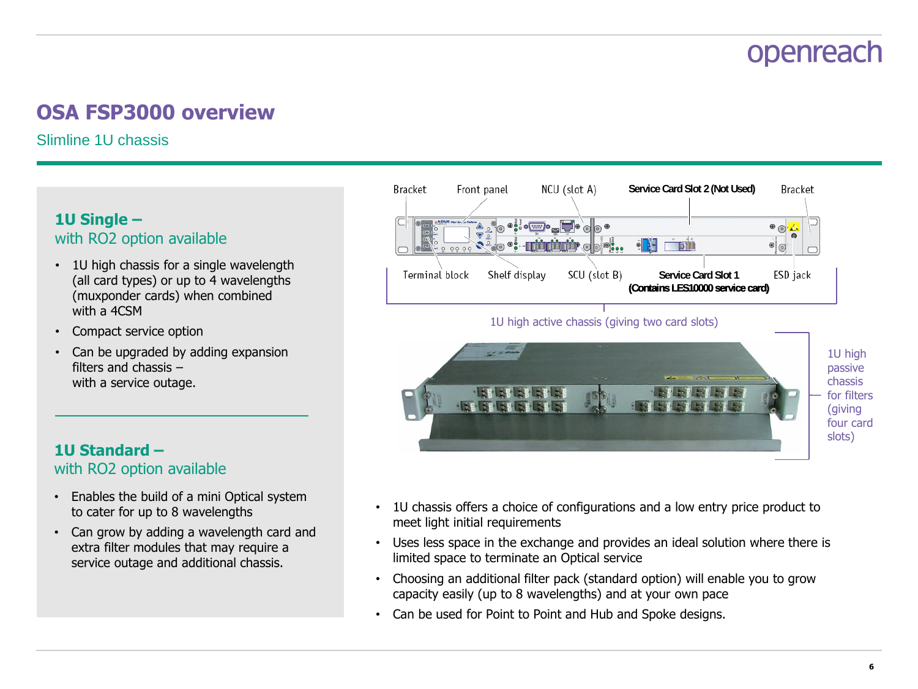# OSA FSP3000 overview

Slimline 1U chassis

## 1U Single – with RO2 option available

- 1U high chassis for a single wavelength (all card types) or up to 4 wavelengths (muxponder cards) when combined with a 4CSM
- Compact service option
- Can be upgraded by adding expansion filters and chassis – with a service outage.

## 1U Standard – with RO2 option available

- Enables the build of a mini Optical system to cater for up to 8 wavelengths
- Can grow by adding a wavelength card and extra filter modules that may require a service outage and additional chassis.

Bracket | Front panel | NCU (slot A) | Service Card Slot 2 (Not Used) | Bracket

Terminal block | Shelf display | SCU (slot B) | Service Card Slot 1 (Contains LES10000 service card) | ESD jack

1U high active chassis (giving two card slots)

1U high passive chassis for filters (giving four card slots)

- 1U chassis offers a choice of configurations and a low entry price product to meet light initial requirements
- Uses less space in the exchange and provides an ideal solution where there is limited space to terminate an Optical service
- Choosing an additional filter pack (standard option) will enable you to grow capacity easily (up to 8 wavelengths) and at your own pace
- Can be used for Point to Point and Hub and Spoke designs.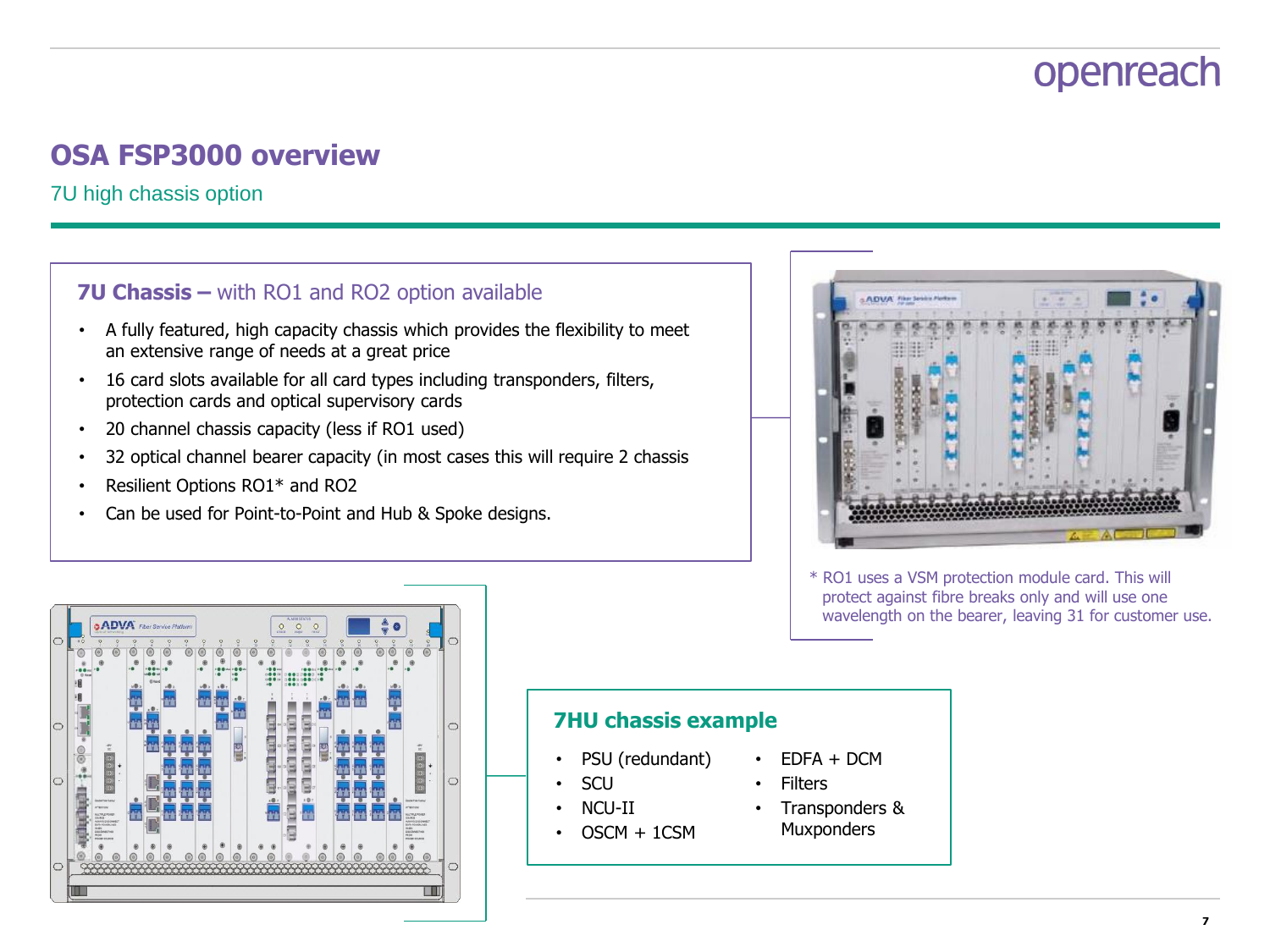# OSA FSP3000 overview

7U high chassis option

## 7U Chassis – with RO1 and RO2 option available

- A fully featured, high capacity chassis which provides the flexibility to meet an extensive range of needs at a great price
- 16 card slots available for all card types including transponders, filters, protection cards and optical supervisory cards
- 20 channel chassis capacity (less if RO1 used)
- 32 optical channel bearer capacity (in most cases this will require 2 chassis
- Resilient Options RO1* and RO2
- Can be used for Point-to-Point and Hub & Spoke designs.

* RO1 uses a VSM protection module card. This will protect against fibre breaks only and will use one wavelength on the bearer, leaving 31 for customer use.

## 7HU chassis example

- PSU (redundant)
- SCU
- NCU-II
- OSCM + 1CSM
- EDFA + DCM
- Filters
- Transponders & Muxponders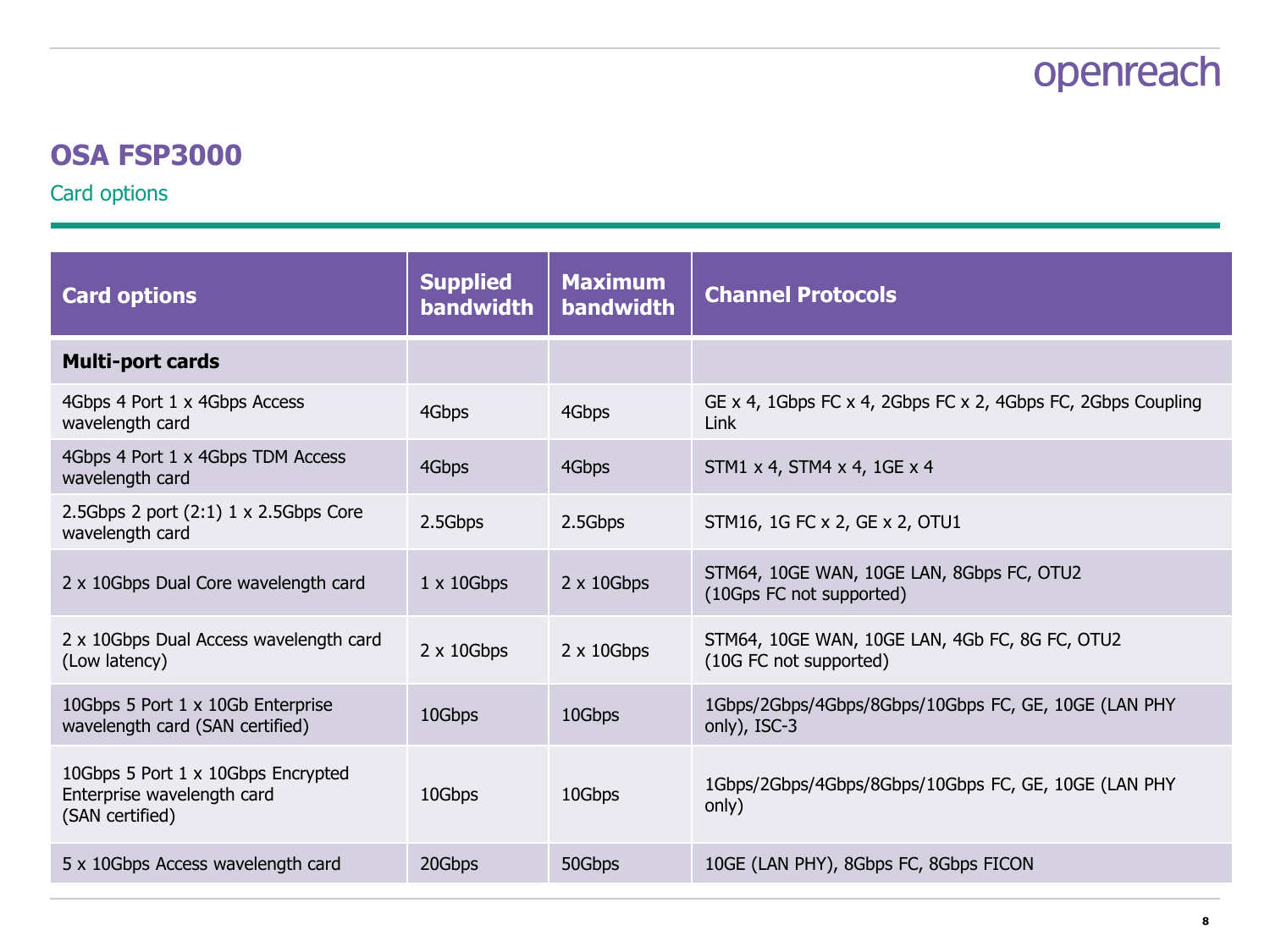## OSA FSP3000

Card options

| Card options | Supplied bandwidth | Maximum bandwidth | Channel Protocols |
|---|---|---|---|
| **Multi-port cards** | | | |
| 4Gbps 4 Port 1 x 4Gbps Access wavelength card | 4Gbps | 4Gbps | GE x 4, 1Gbps FC x 4, 2Gbps FC x 2, 4Gbps FC, 2Gbps Coupling Link |
| 4Gbps 4 Port 1 x 4Gbps TDM Access wavelength card | 4Gbps | 4Gbps | STM1 x 4, STM4 x 4, 1GE x 4 |
| 2.5Gbps 2 port (2:1) 1 x 2.5Gbps Core wavelength card | 2.5Gbps | 2.5Gbps | STM16, 1G FC x 2, GE x 2, OTU1 |
| 2 x 10Gbps Dual Core wavelength card | 1 x 10Gbps | 2 x 10Gbps | STM64, 10GE WAN, 10GE LAN, 8Gbps FC, OTU2 (10Gps FC not supported) |
| 2 x 10Gbps Dual Access wavelength card (Low latency) | 2 x 10Gbps | 2 x 10Gbps | STM64, 10GE WAN, 10GE LAN, 4Gb FC, 8G FC, OTU2 (10G FC not supported) |
| 10Gbps 5 Port 1 x 10Gb Enterprise wavelength card (SAN certified) | 10Gbps | 10Gbps | 1Gbps/2Gbps/4Gbps/8Gbps/10Gbps FC, GE, 10GE (LAN PHY only), ISC-3 |
| 10Gbps 5 Port 1 x 10Gbps Encrypted Enterprise wavelength card (SAN certified) | 10Gbps | 10Gbps | 1Gbps/2Gbps/4Gbps/8Gbps/10Gbps FC, GE, 10GE (LAN PHY only) |
| 5 x 10Gbps Access wavelength card | 20Gbps | 50Gbps | 10GE (LAN PHY), 8Gbps FC, 8Gbps FICON |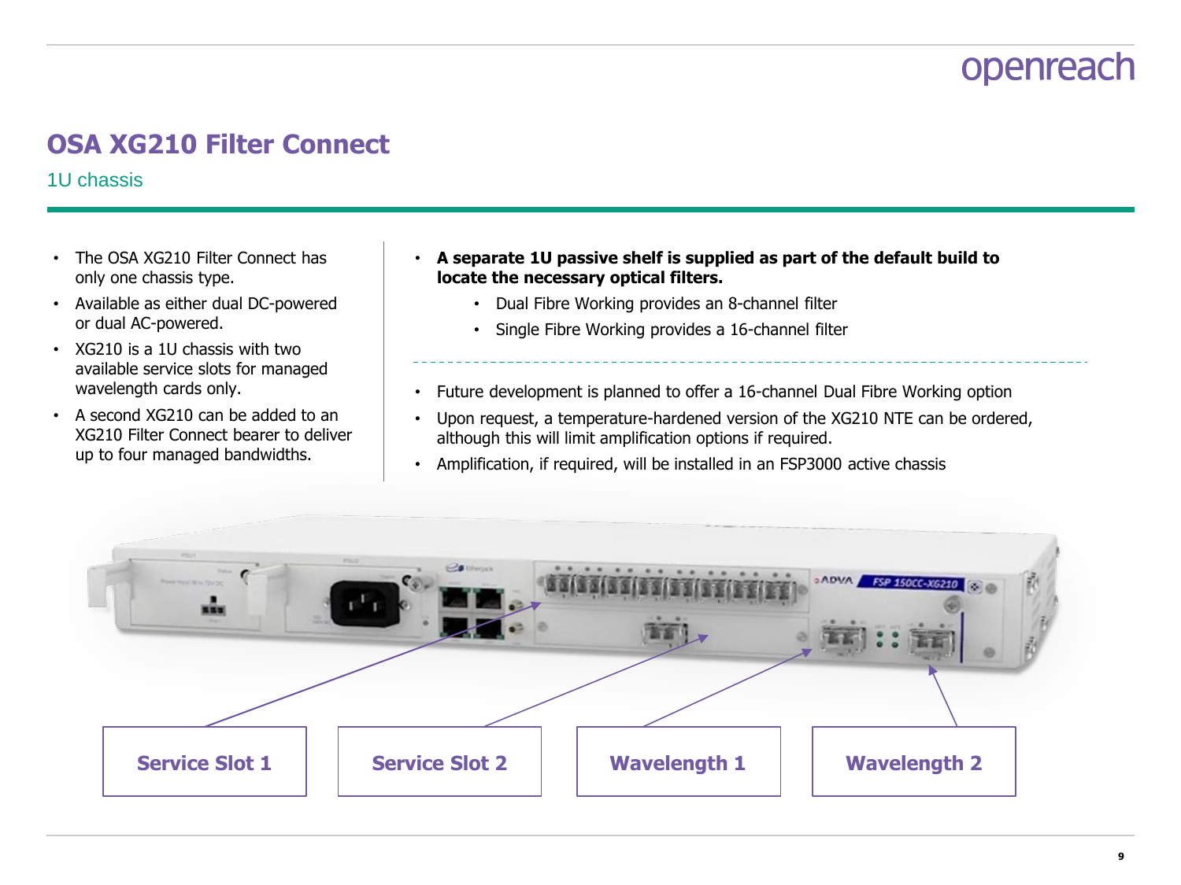# OSA XG210 Filter Connect

## 1U chassis

- The OSA XG210 Filter Connect has only one chassis type.
- Available as either dual DC-powered or dual AC-powered.
- XG210 is a 1U chassis with two available service slots for managed wavelength cards only.
- A second XG210 can be added to an XG210 Filter Connect bearer to deliver up to four managed bandwidths.

- **A separate 1U passive shelf is supplied as part of the default build to locate the necessary optical filters.**
  - Dual Fibre Working provides an 8-channel filter
  - Single Fibre Working provides a 16-channel filter

- Future development is planned to offer a 16-channel Dual Fibre Working option
- Upon request, a temperature-hardened version of the XG210 NTE can be ordered, although this will limit amplification options if required.
- Amplification, if required, will be installed in an FSP3000 active chassis

**Service Slot 1** | **Service Slot 2** | **Wavelength 1** | **Wavelength 2**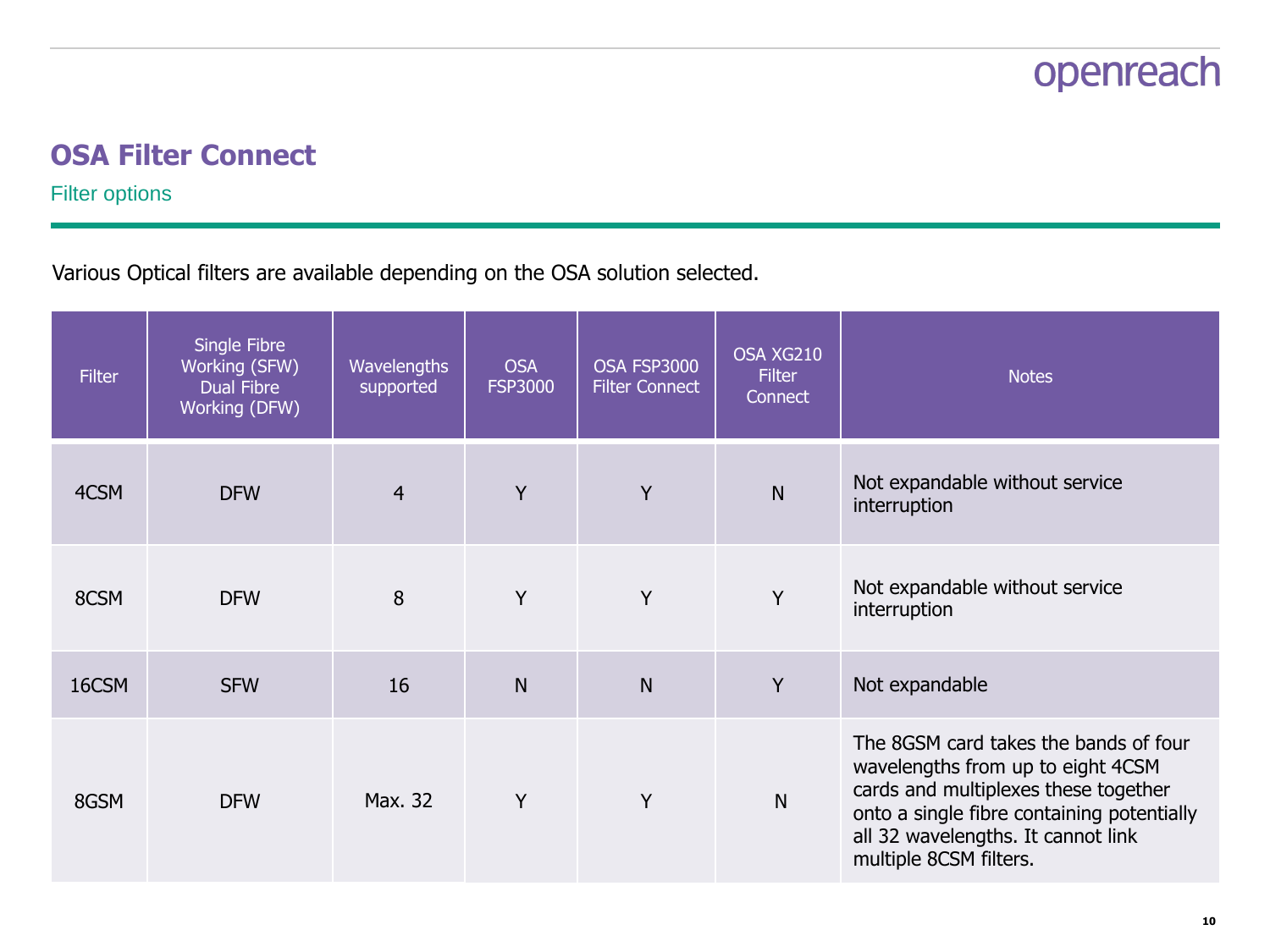# OSA Filter Connect

## Filter options

Various Optical filters are available depending on the OSA solution selected.

| Filter | Single Fibre Working (SFW) Dual Fibre Working (DFW) | Wavelengths supported | OSA FSP3000 | OSA FSP3000 Filter Connect | OSA XG210 Filter Connect | Notes |
|---|---|---|---|---|---|---|
| 4CSM | DFW | 4 | Y | Y | N | Not expandable without service interruption |
| 8CSM | DFW | 8 | Y | Y | Y | Not expandable without service interruption |
| 16CSM | SFW | 16 | N | N | Y | Not expandable |
| 8GSM | DFW | Max. 32 | Y | Y | N | The 8GSM card takes the bands of four wavelengths from up to eight 4CSM cards and multiplexes these together onto a single fibre containing potentially all 32 wavelengths. It cannot link multiple 8CSM filters. |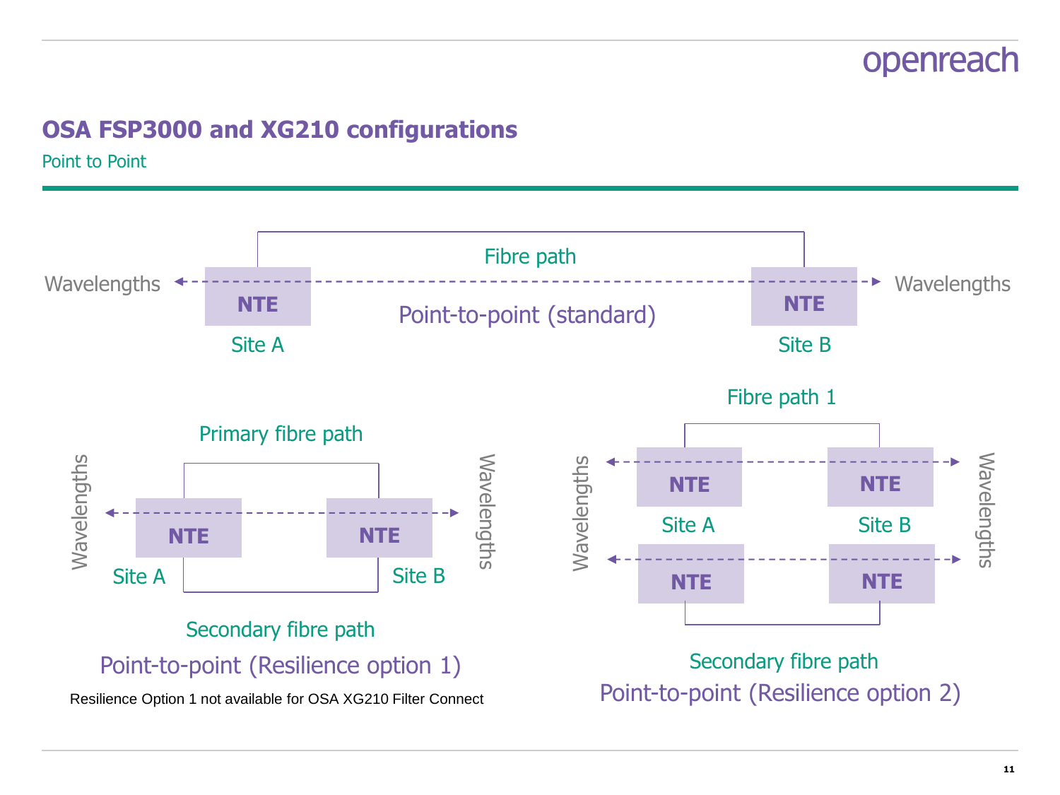# OSA FSP3000 and XG210 configurations

Point to Point

Fibre path

Wavelengths ← NTE (Site A) - - - - - - - - - - NTE (Site B) → Wavelengths

Point-to-point (standard)

Primary fibre path

Wavelengths ← NTE (Site A) - - - - - NTE (Site B) → Wavelengths

Secondary fibre path

Point-to-point (Resilience option 1)

Resilience Option 1 not available for OSA XG210 Filter Connect

Fibre path 1

Wavelengths ← NTE (Site A) - - - - - NTE (Site B) → Wavelengths

NTE - - - - - NTE

Secondary fibre path

Point-to-point (Resilience option 2)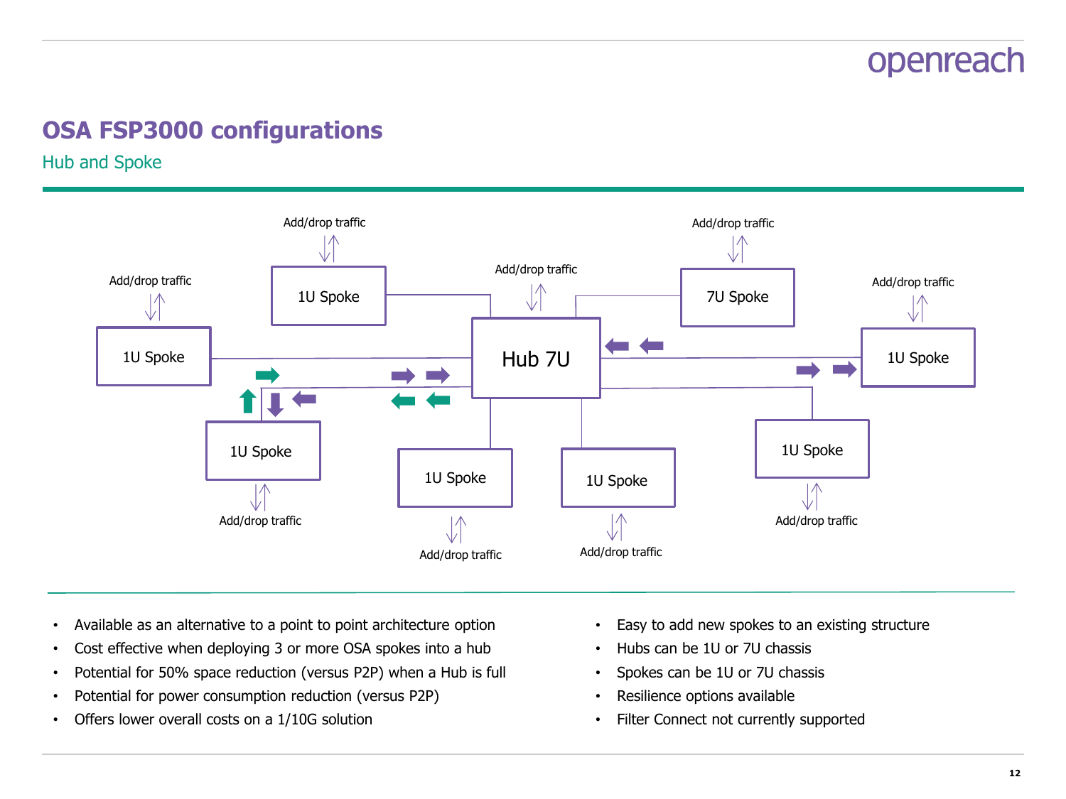# OSA FSP3000 configurations

## Hub and Spoke

Add/drop traffic

1U Spoke

Add/drop traffic

1U Spoke

Add/drop traffic

Hub 7U

Add/drop traffic

7U Spoke

Add/drop traffic

1U Spoke

1U Spoke

Add/drop traffic

1U Spoke

Add/drop traffic

1U Spoke

Add/drop traffic

1U Spoke

Add/drop traffic

- Available as an alternative to a point to point architecture option
- Cost effective when deploying 3 or more OSA spokes into a hub
- Potential for 50% space reduction (versus P2P) when a Hub is full
- Potential for power consumption reduction (versus P2P)
- Offers lower overall costs on a 1/10G solution
- Easy to add new spokes to an existing structure
- Hubs can be 1U or 7U chassis
- Spokes can be 1U or 7U chassis
- Resilience options available
- Filter Connect not currently supported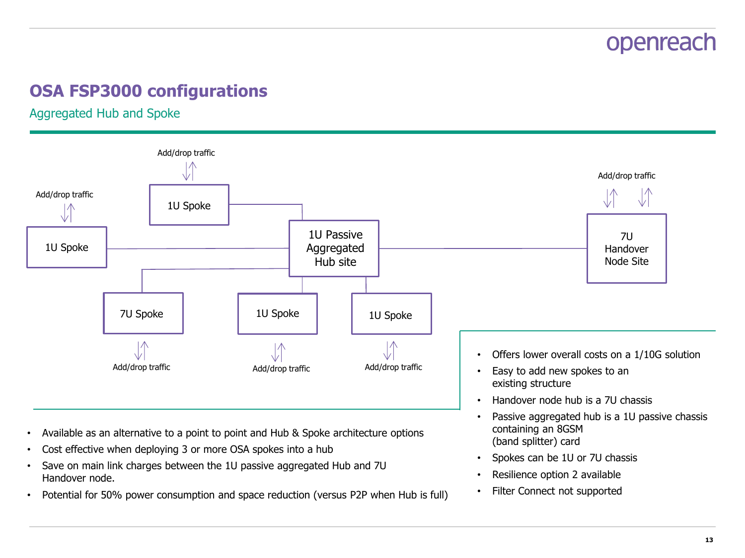# OSA FSP3000 configurations

## Aggregated Hub and Spoke

Add/drop traffic

1U Spoke

Add/drop traffic

1U Spoke

1U Passive Aggregated Hub site

Add/drop traffic

7U Handover Node Site

7U Spoke

Add/drop traffic

1U Spoke

Add/drop traffic

1U Spoke

Add/drop traffic

- Offers lower overall costs on a 1/10G solution
- Easy to add new spokes to an existing structure
- Handover node hub is a 7U chassis
- Passive aggregated hub is a 1U passive chassis containing an 8GSM (band splitter) card
- Spokes can be 1U or 7U chassis
- Resilience option 2 available
- Filter Connect not supported

- Available as an alternative to a point to point and Hub & Spoke architecture options
- Cost effective when deploying 3 or more OSA spokes into a hub
- Save on main link charges between the 1U passive aggregated Hub and 7U Handover node.
- Potential for 50% power consumption and space reduction (versus P2P when Hub is full)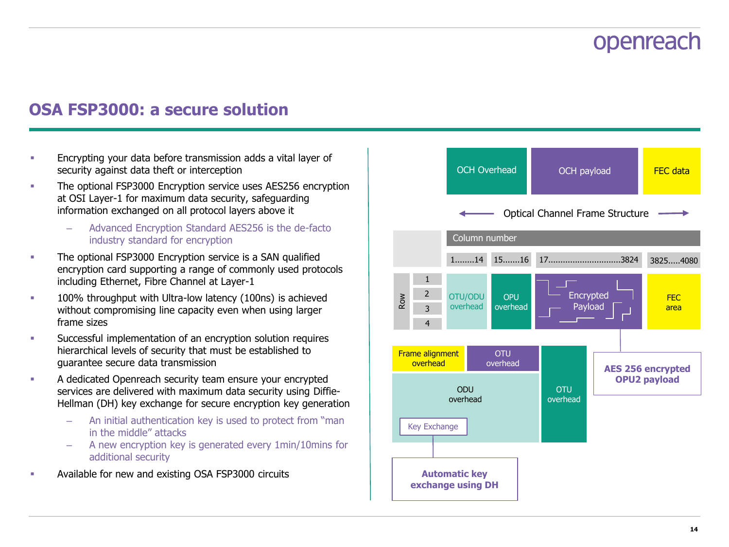# OSA FSP3000: a secure solution

- Encrypting your data before transmission adds a vital layer of security against data theft or interception
- The optional FSP3000 Encryption service uses AES256 encryption at OSI Layer-1 for maximum data security, safeguarding information exchanged on all protocol layers above it
  - Advanced Encryption Standard AES256 is the de-facto industry standard for encryption
- The optional FSP3000 Encryption service is a SAN qualified encryption card supporting a range of commonly used protocols including Ethernet, Fibre Channel at Layer-1
- 100% throughput with Ultra-low latency (100ns) is achieved without compromising line capacity even when using larger frame sizes
- Successful implementation of an encryption solution requires hierarchical levels of security that must be established to guarantee secure data transmission
- A dedicated Openreach security team ensure your encrypted services are delivered with maximum data security using Diffie-Hellman (DH) key exchange for secure encryption key generation
  - An initial authentication key is used to protect from "man in the middle" attacks
  - A new encryption key is generated every 1min/10mins for additional security
- Available for new and existing OSA FSP3000 circuits

| OCH Overhead | OCH payload | FEC data |
| --- | --- | --- |

Optical Channel Frame Structure

| Row | 1........14 | 15.......16 | 17..............................3824 | 3825.....4080 |
| --- | --- | --- | --- | --- |
| 1–4 | OTU/ODU overhead | OPU overhead | Encrypted Payload | FEC area |

- Frame alignment overhead
- OTU overhead
- ODU overhead
- Key Exchange
- OTU overhead

**AES 256 encrypted OPU2 payload**

**Automatic key exchange using DH**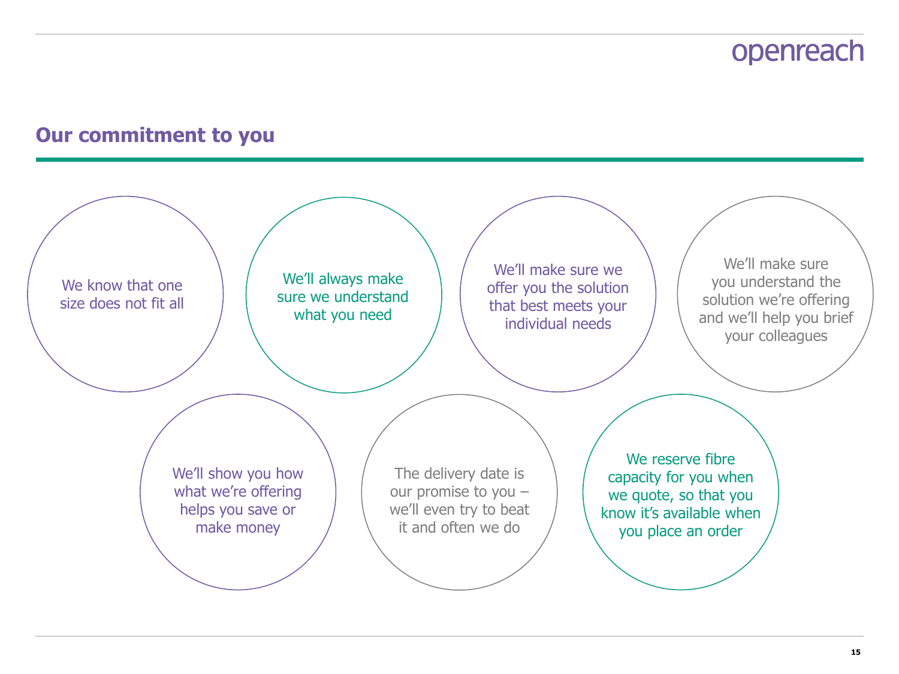## Our commitment to you

- We know that one size does not fit all
- We'll always make sure we understand what you need
- We'll make sure we offer you the solution that best meets your individual needs
- We'll make sure you understand the solution we're offering and we'll help you brief your colleagues
- We'll show you how what we're offering helps you save or make money
- The delivery date is our promise to you – we'll even try to beat it and often we do
- We reserve fibre capacity for you when we quote, so that you know it's available when you place an order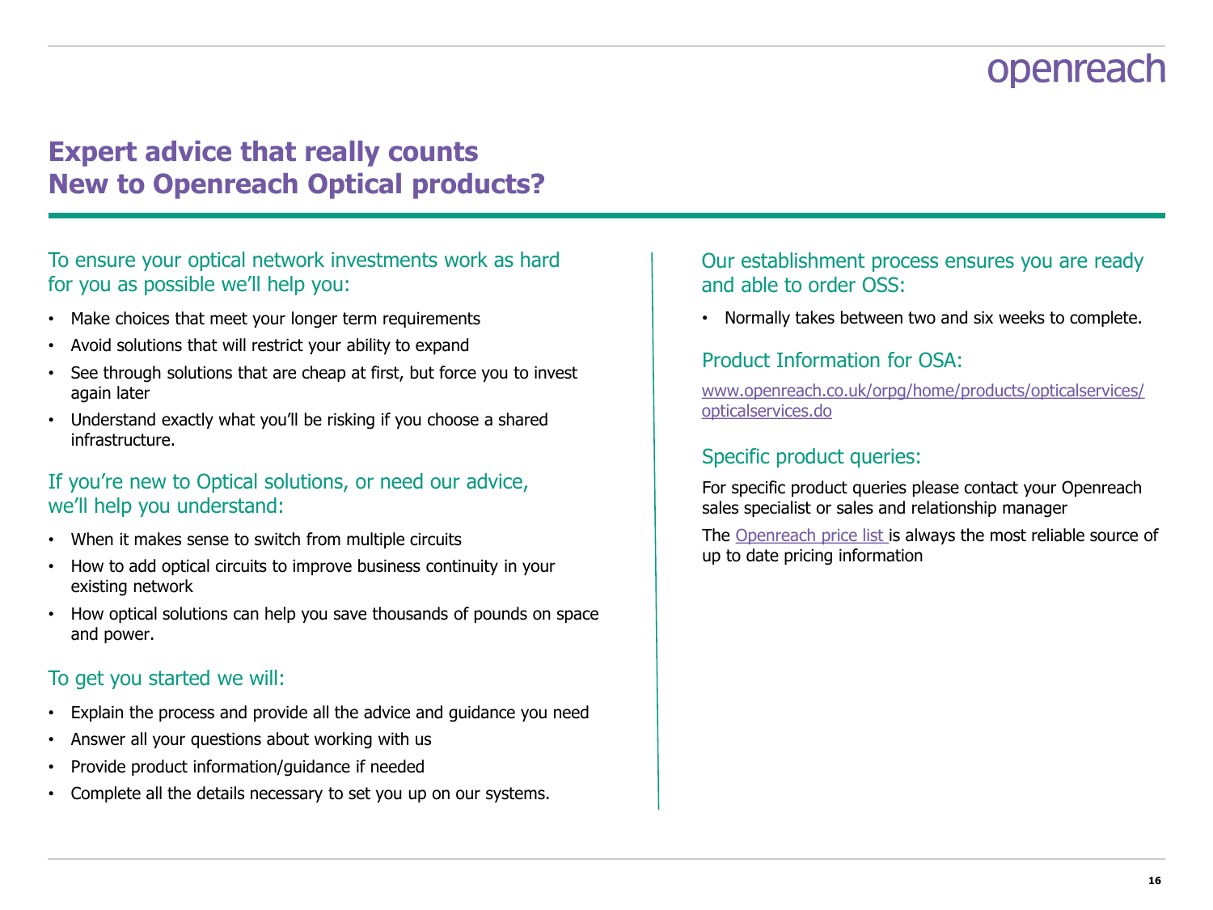# Expert advice that really counts
# New to Openreach Optical products?

### To ensure your optical network investments work as hard for you as possible we'll help you:

- Make choices that meet your longer term requirements
- Avoid solutions that will restrict your ability to expand
- See through solutions that are cheap at first, but force you to invest again later
- Understand exactly what you'll be risking if you choose a shared infrastructure.

### If you're new to Optical solutions, or need our advice, we'll help you understand:

- When it makes sense to switch from multiple circuits
- How to add optical circuits to improve business continuity in your existing network
- How optical solutions can help you save thousands of pounds on space and power.

### To get you started we will:

- Explain the process and provide all the advice and guidance you need
- Answer all your questions about working with us
- Provide product information/guidance if needed
- Complete all the details necessary to set you up on our systems.

### Our establishment process ensures you are ready and able to order OSS:

- Normally takes between two and six weeks to complete.

### Product Information for OSA:

www.openreach.co.uk/orpg/home/products/opticalservices/opticalservices.do

### Specific product queries:

For specific product queries please contact your Openreach sales specialist or sales and relationship manager

The Openreach price list is always the most reliable source of up to date pricing information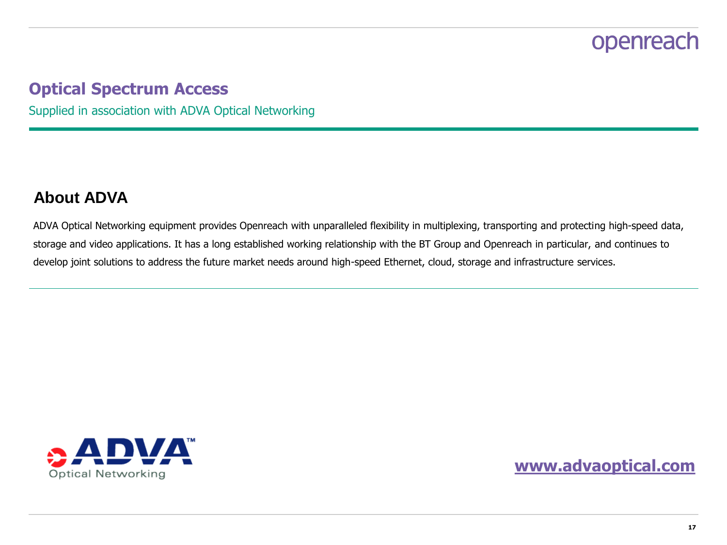# Optical Spectrum Access

Supplied in association with ADVA Optical Networking

## About ADVA

ADVA Optical Networking equipment provides Openreach with unparalleled flexibility in multiplexing, transporting and protecting high-speed data, storage and video applications. It has a long established working relationship with the BT Group and Openreach in particular, and continues to develop joint solutions to address the future market needs around high-speed Ethernet, cloud, storage and infrastructure services.

ADVA™ Optical Networking

**www.advaoptical.com**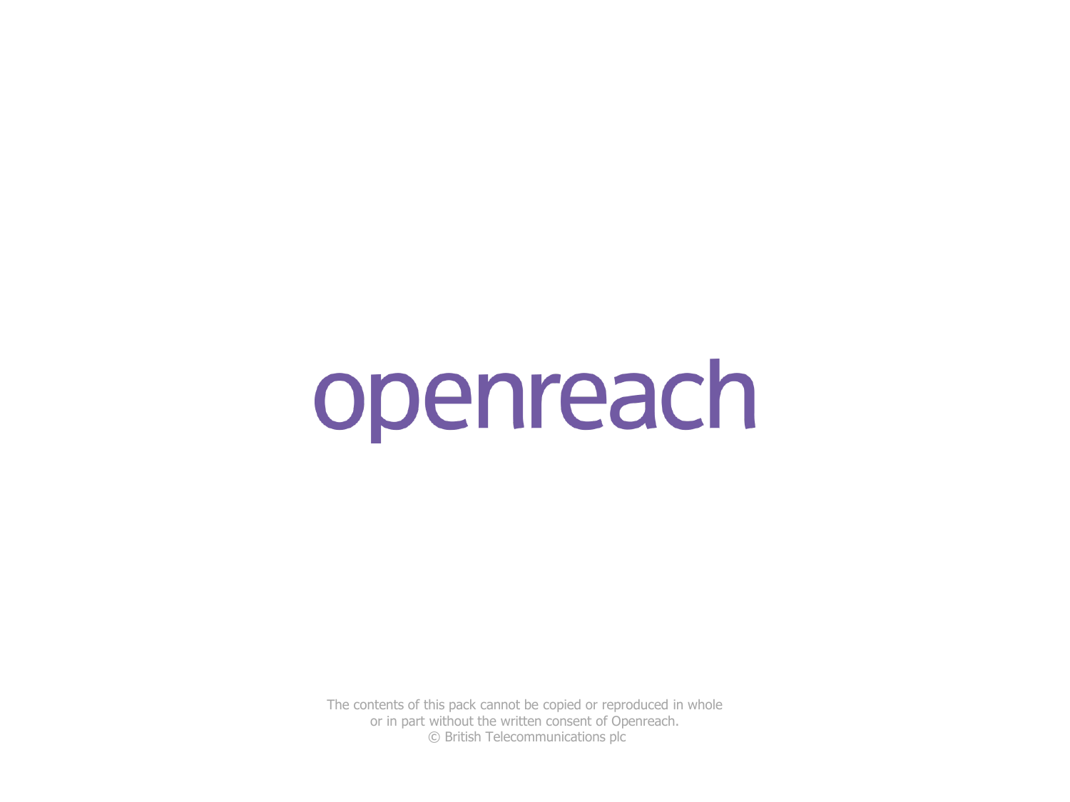openreach

The contents of this pack cannot be copied or reproduced in whole or in part without the written consent of Openreach.
© British Telecommunications plc